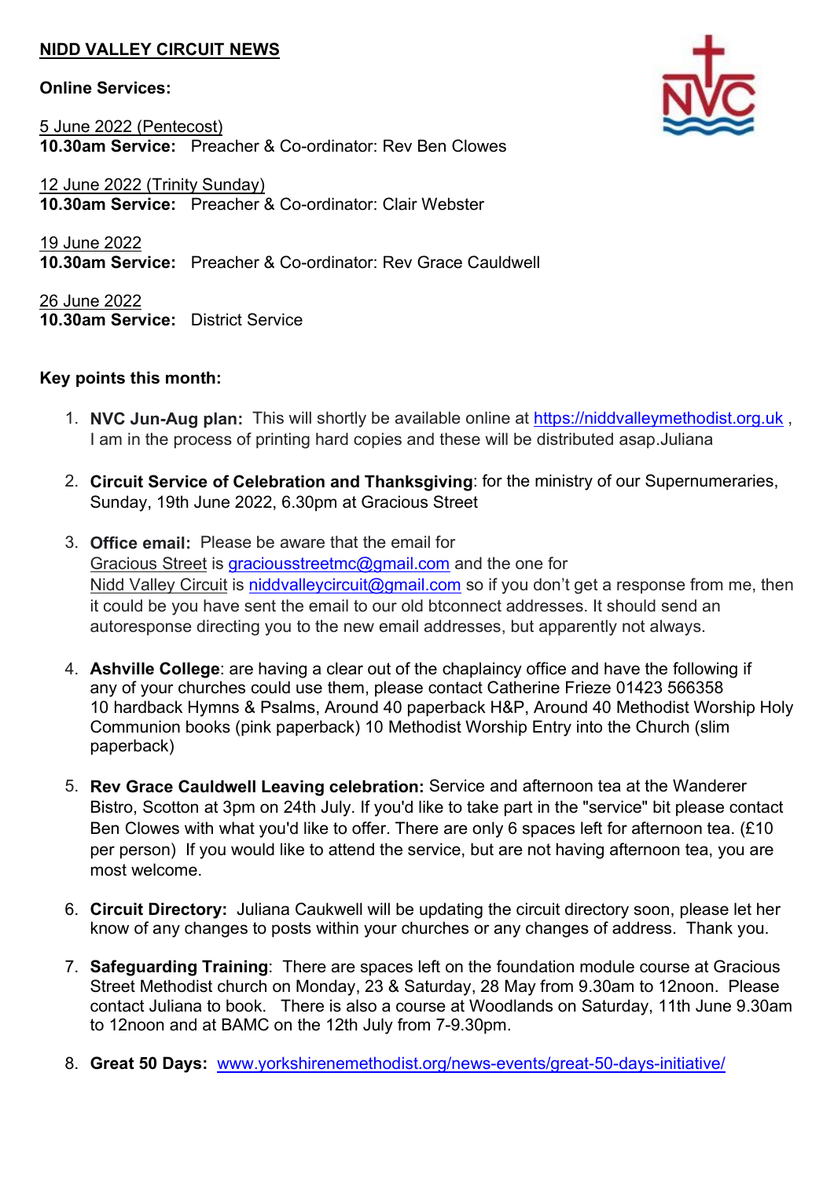# NIDD VALLEY CIRCUIT NEWS

**Online Services:**

5 June 2022 (Pentecost)
**10.30am Service:** Preacher & Co-ordinator: Rev Ben Clowes

12 June 2022 (Trinity Sunday)
**10.30am Service:** Preacher & Co-ordinator: Clair Webster

19 June 2022
**10.30am Service:** Preacher & Co-ordinator: Rev Grace Cauldwell

26 June 2022
**10.30am Service:** District Service

**Key points this month:**

1. **NVC Jun-Aug plan:** This will shortly be available online at https://niddvalleymethodist.org.uk , I am in the process of printing hard copies and these will be distributed asap.Juliana

2. **Circuit Service of Celebration and Thanksgiving**: for the ministry of our Supernumeraries, Sunday, 19th June 2022, 6.30pm at Gracious Street

3. **Office email:** Please be aware that the email for Gracious Street is graciousstreetmc@gmail.com and the one for Nidd Valley Circuit is niddvalleycircuit@gmail.com so if you don't get a response from me, then it could be you have sent the email to our old btconnect addresses. It should send an autoresponse directing you to the new email addresses, but apparently not always.

4. **Ashville College**: are having a clear out of the chaplaincy office and have the following if any of your churches could use them, please contact Catherine Frieze 01423 566358
10 hardback Hymns & Psalms, Around 40 paperback H&P, Around 40 Methodist Worship Holy Communion books (pink paperback) 10 Methodist Worship Entry into the Church (slim paperback)

5. **Rev Grace Cauldwell Leaving celebration:** Service and afternoon tea at the Wanderer Bistro, Scotton at 3pm on 24th July. If you'd like to take part in the "service" bit please contact Ben Clowes with what you'd like to offer. There are only 6 spaces left for afternoon tea. (£10 per person) If you would like to attend the service, but are not having afternoon tea, you are most welcome.

6. **Circuit Directory:** Juliana Caukwell will be updating the circuit directory soon, please let her know of any changes to posts within your churches or any changes of address. Thank you.

7. **Safeguarding Training**: There are spaces left on the foundation module course at Gracious Street Methodist church on Monday, 23 & Saturday, 28 May from 9.30am to 12noon. Please contact Juliana to book. There is also a course at Woodlands on Saturday, 11th June 9.30am to 12noon and at BAMC on the 12th July from 7-9.30pm.

8. **Great 50 Days:** www.yorkshirenemethodist.org/news-events/great-50-days-initiative/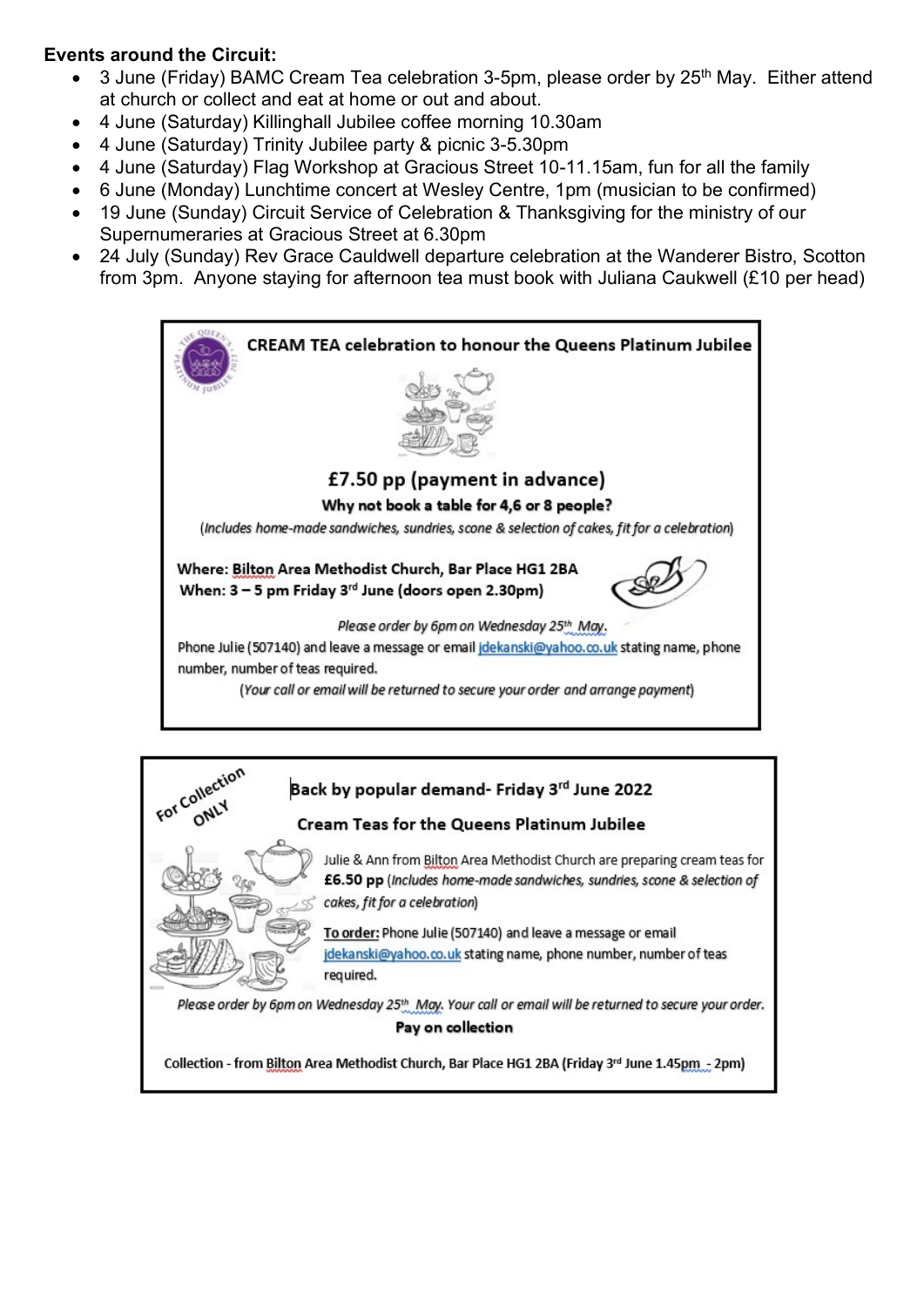**Events around the Circuit:**

- 3 June (Friday) BAMC Cream Tea celebration 3-5pm, please order by 25th May. Either attend at church or collect and eat at home or out and about.
- 4 June (Saturday) Killinghall Jubilee coffee morning 10.30am
- 4 June (Saturday) Trinity Jubilee party & picnic 3-5.30pm
- 4 June (Saturday) Flag Workshop at Gracious Street 10-11.15am, fun for all the family
- 6 June (Monday) Lunchtime concert at Wesley Centre, 1pm (musician to be confirmed)
- 19 June (Sunday) Circuit Service of Celebration & Thanksgiving for the ministry of our Supernumeraries at Gracious Street at 6.30pm
- 24 July (Sunday) Rev Grace Cauldwell departure celebration at the Wanderer Bistro, Scotton from 3pm. Anyone staying for afternoon tea must book with Juliana Caukwell (£10 per head)

---

**CREAM TEA celebration to honour the Queens Platinum Jubilee**

**£7.50 pp (payment in advance)**

**Why not book a table for 4,6 or 8 people?**

(*Includes home-made sandwiches, sundries, scone & selection of cakes, fit for a celebration*)

**Where: Bilton Area Methodist Church, Bar Place HG1 2BA**
**When: 3 – 5 pm Friday 3rd June (doors open 2.30pm)**

*Please order by 6pm on Wednesday 25th May.*

Phone Julie (507140) and leave a message or email jdekanski@yahoo.co.uk stating name, phone number, number of teas required.

(*Your call or email will be returned to secure your order and arrange payment*)

---

For Collection ONLY

**Back by popular demand- Friday 3rd June 2022**

**Cream Teas for the Queens Platinum Jubilee**

Julie & Ann from Bilton Area Methodist Church are preparing cream teas for **£6.50 pp** (*Includes home-made sandwiches, sundries, scone & selection of cakes, fit for a celebration*)

**To order:** Phone Julie (507140) and leave a message or email jdekanski@yahoo.co.uk stating name, phone number, number of teas required.

*Please order by 6pm on Wednesday 25th May. Your call or email will be returned to secure your order.*

**Pay on collection**

Collection - from Bilton Area Methodist Church, Bar Place HG1 2BA (Friday 3rd June 1.45pm - 2pm)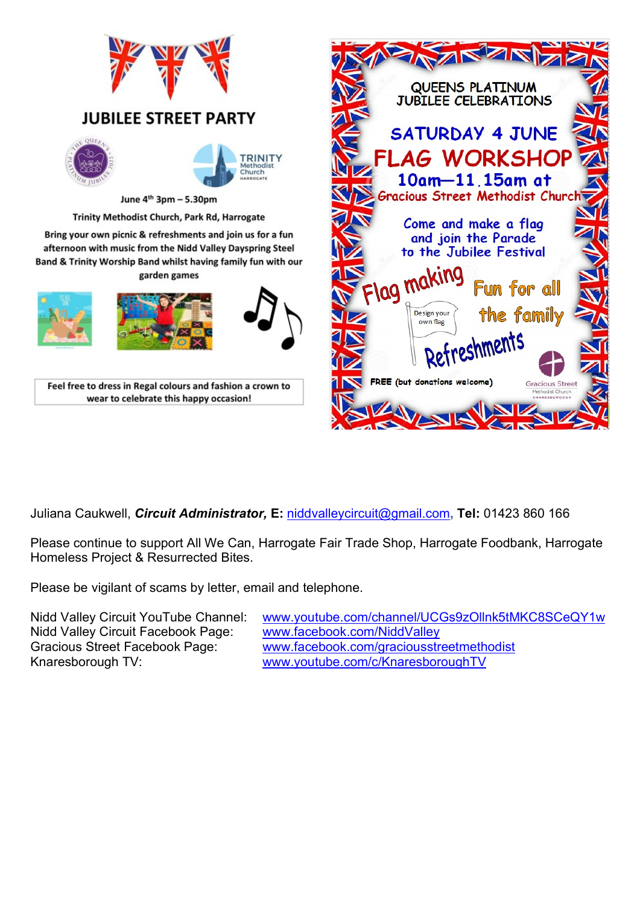## JUBILEE STREET PARTY

TRINITY Methodist Church HARROGATE

June 4th 3pm – 5.30pm

Trinity Methodist Church, Park Rd, Harrogate

Bring your own picnic & refreshments and join us for a fun afternoon with music from the Nidd Valley Dayspring Steel Band & Trinity Worship Band whilst having family fun with our garden games

Feel free to dress in Regal colours and fashion a crown to wear to celebrate this happy occasion!

## QUEENS PLATINUM JUBILEE CELEBRATIONS

### SATURDAY 4 JUNE

## FLAG WORKSHOP

**10am—11.15am at**

**Gracious Street Methodist Church**

Come and make a flag and join the Parade to the Jubilee Festival

Flag making

Fun for all the family

Design your own flag

Refreshments

**FREE** (but donations welcome)

Gracious Street Methodist Church KNARESBOROUGH

Juliana Caukwell, ***Circuit Administrator,*** **E:** niddvalleycircuit@gmail.com, **Tel:** 01423 860 166

Please continue to support All We Can, Harrogate Fair Trade Shop, Harrogate Foodbank, Harrogate Homeless Project & Resurrected Bites.

Please be vigilant of scams by letter, email and telephone.

| | |
|---|---|
| Nidd Valley Circuit YouTube Channel: | www.youtube.com/channel/UCGs9zOllnk5tMKC8SCeQY1w |
| Nidd Valley Circuit Facebook Page: | www.facebook.com/NiddValley |
| Gracious Street Facebook Page: | www.facebook.com/graciousstreetmethodist |
| Knaresborough TV: | www.youtube.com/c/KnaresboroughTV |